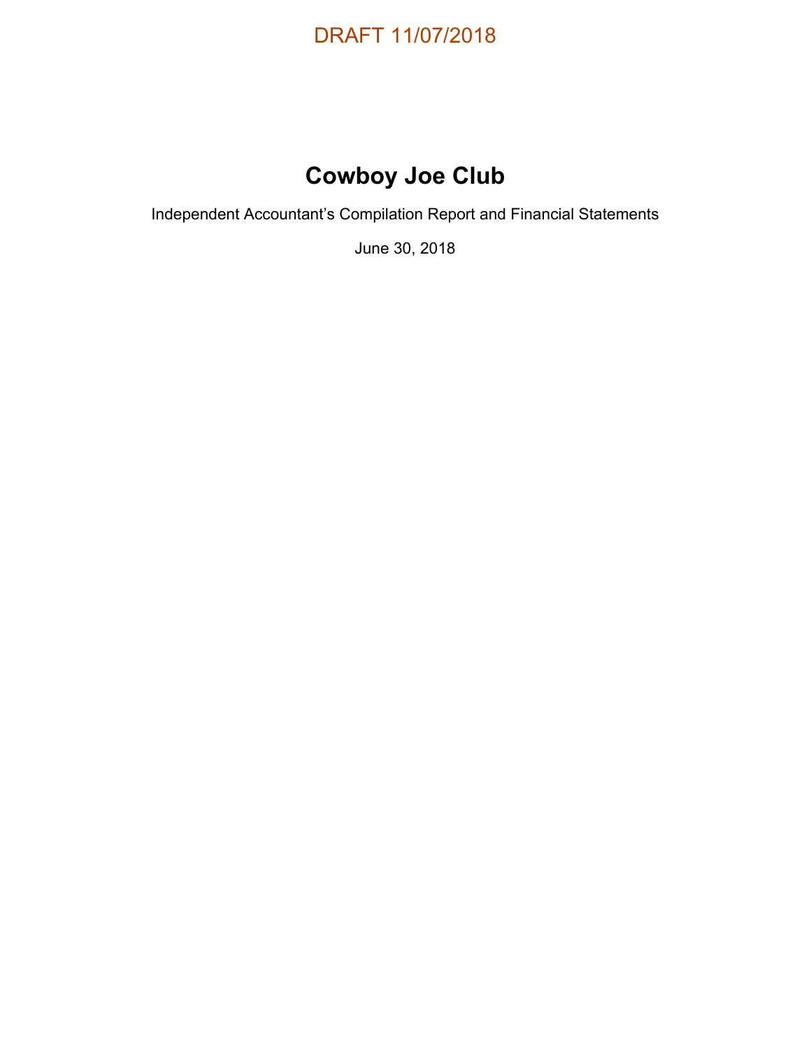DRAFT 11/07/2018

# Cowboy Joe Club

Independent Accountant's Compilation Report and Financial Statements

June 30, 2018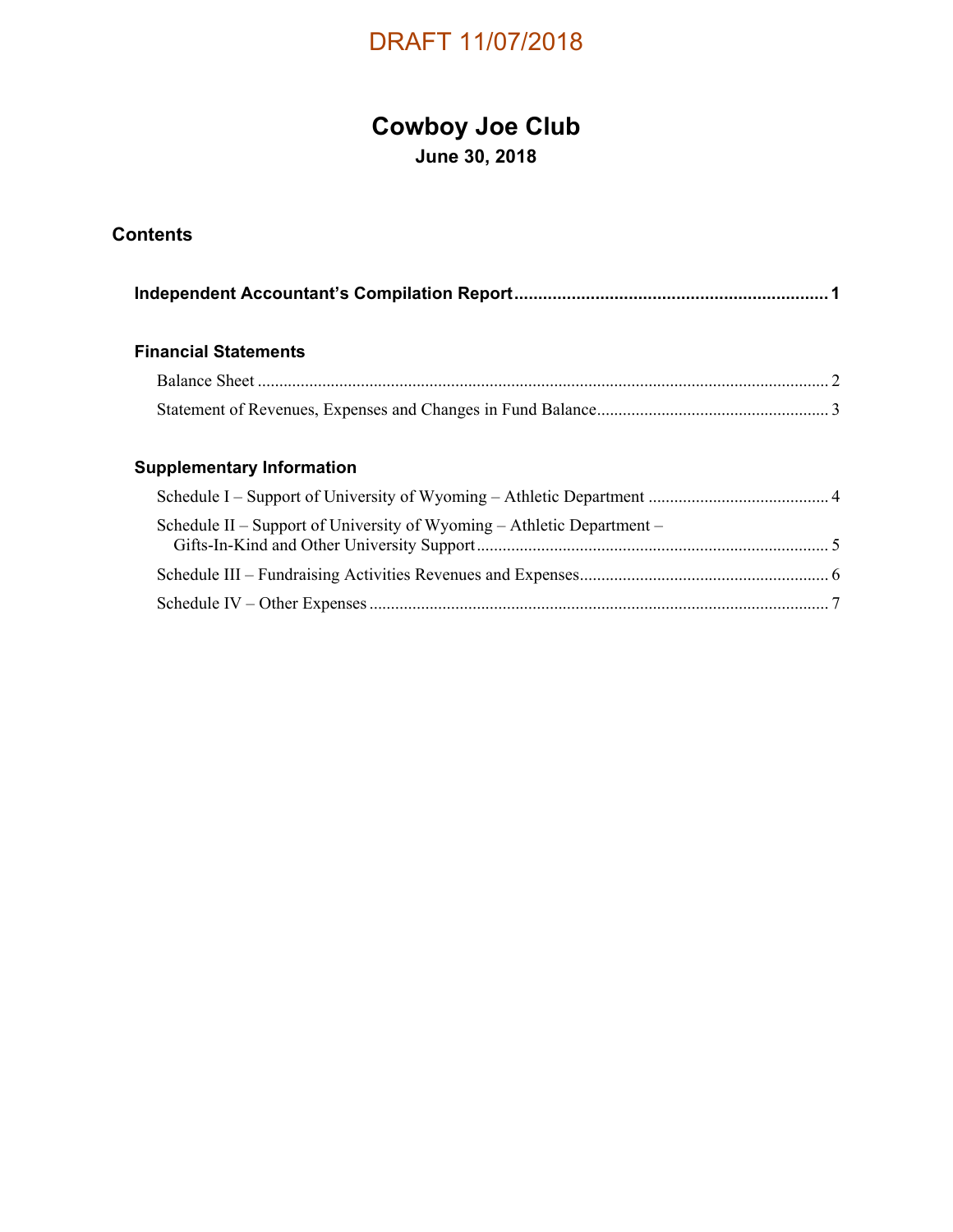DRAFT 11/07/2018

# Cowboy Joe Club

**June 30, 2018**

## Contents

| | |
|---|---|
| **Independent Accountant's Compilation Report** | **1** |
| **Financial Statements** | |
| Balance Sheet | 2 |
| Statement of Revenues, Expenses and Changes in Fund Balance | 3 |
| **Supplementary Information** | |
| Schedule I – Support of University of Wyoming – Athletic Department | 4 |
| Schedule II – Support of University of Wyoming – Athletic Department – Gifts-In-Kind and Other University Support | 5 |
| Schedule III – Fundraising Activities Revenues and Expenses | 6 |
| Schedule IV – Other Expenses | 7 |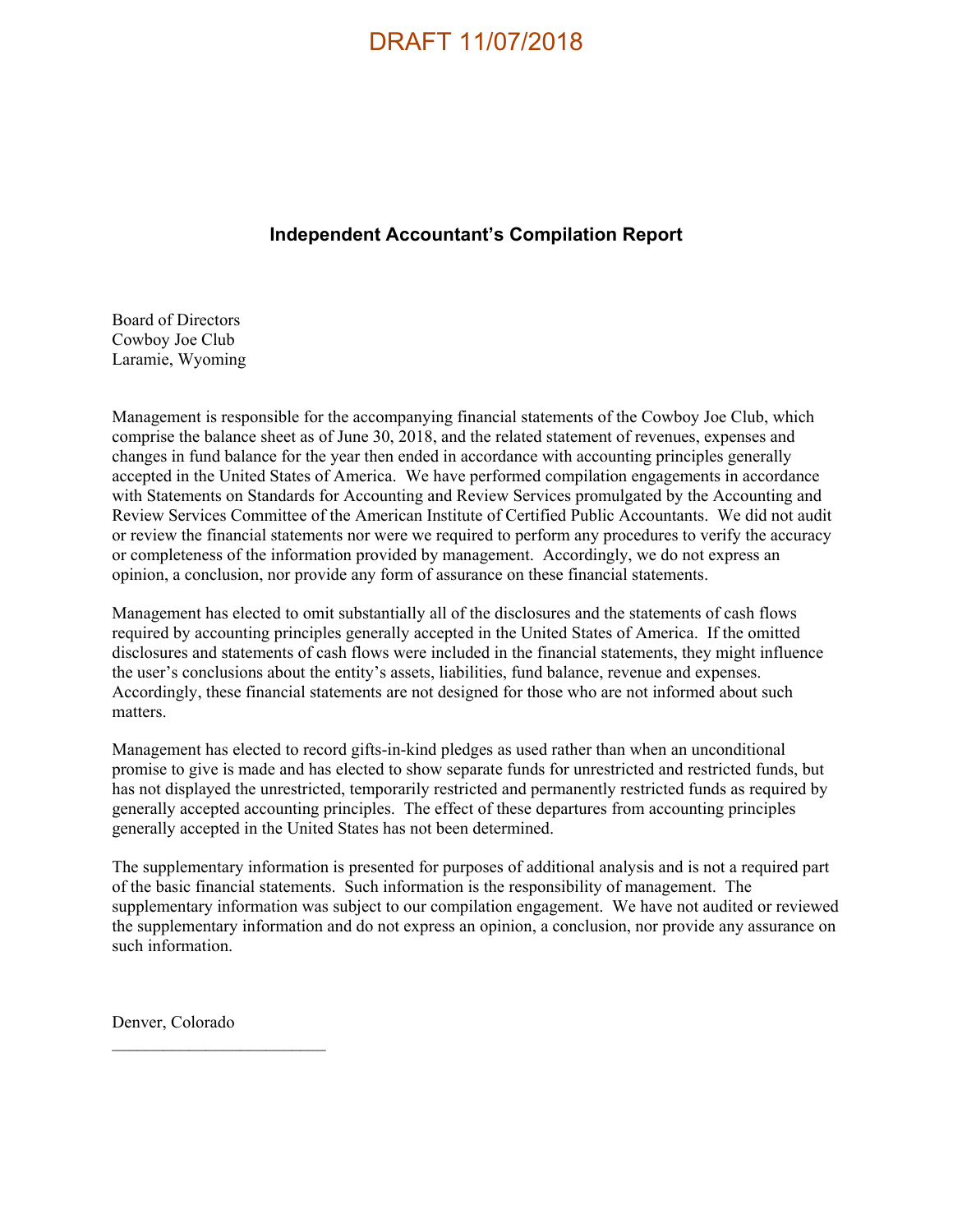DRAFT 11/07/2018

## Independent Accountant's Compilation Report

Board of Directors
Cowboy Joe Club
Laramie, Wyoming

Management is responsible for the accompanying financial statements of the Cowboy Joe Club, which comprise the balance sheet as of June 30, 2018, and the related statement of revenues, expenses and changes in fund balance for the year then ended in accordance with accounting principles generally accepted in the United States of America. We have performed compilation engagements in accordance with Statements on Standards for Accounting and Review Services promulgated by the Accounting and Review Services Committee of the American Institute of Certified Public Accountants. We did not audit or review the financial statements nor were we required to perform any procedures to verify the accuracy or completeness of the information provided by management. Accordingly, we do not express an opinion, a conclusion, nor provide any form of assurance on these financial statements.

Management has elected to omit substantially all of the disclosures and the statements of cash flows required by accounting principles generally accepted in the United States of America. If the omitted disclosures and statements of cash flows were included in the financial statements, they might influence the user's conclusions about the entity's assets, liabilities, fund balance, revenue and expenses. Accordingly, these financial statements are not designed for those who are not informed about such matters.

Management has elected to record gifts-in-kind pledges as used rather than when an unconditional promise to give is made and has elected to show separate funds for unrestricted and restricted funds, but has not displayed the unrestricted, temporarily restricted and permanently restricted funds as required by generally accepted accounting principles. The effect of these departures from accounting principles generally accepted in the United States has not been determined.

The supplementary information is presented for purposes of additional analysis and is not a required part of the basic financial statements. Such information is the responsibility of management. The supplementary information was subject to our compilation engagement. We have not audited or reviewed the supplementary information and do not express an opinion, a conclusion, nor provide any assurance on such information.

Denver, Colorado
\_\_\_\_\_\_\_\_\_\_\_\_\_\_\_\_\_\_\_\_\_\_\_\_\_\_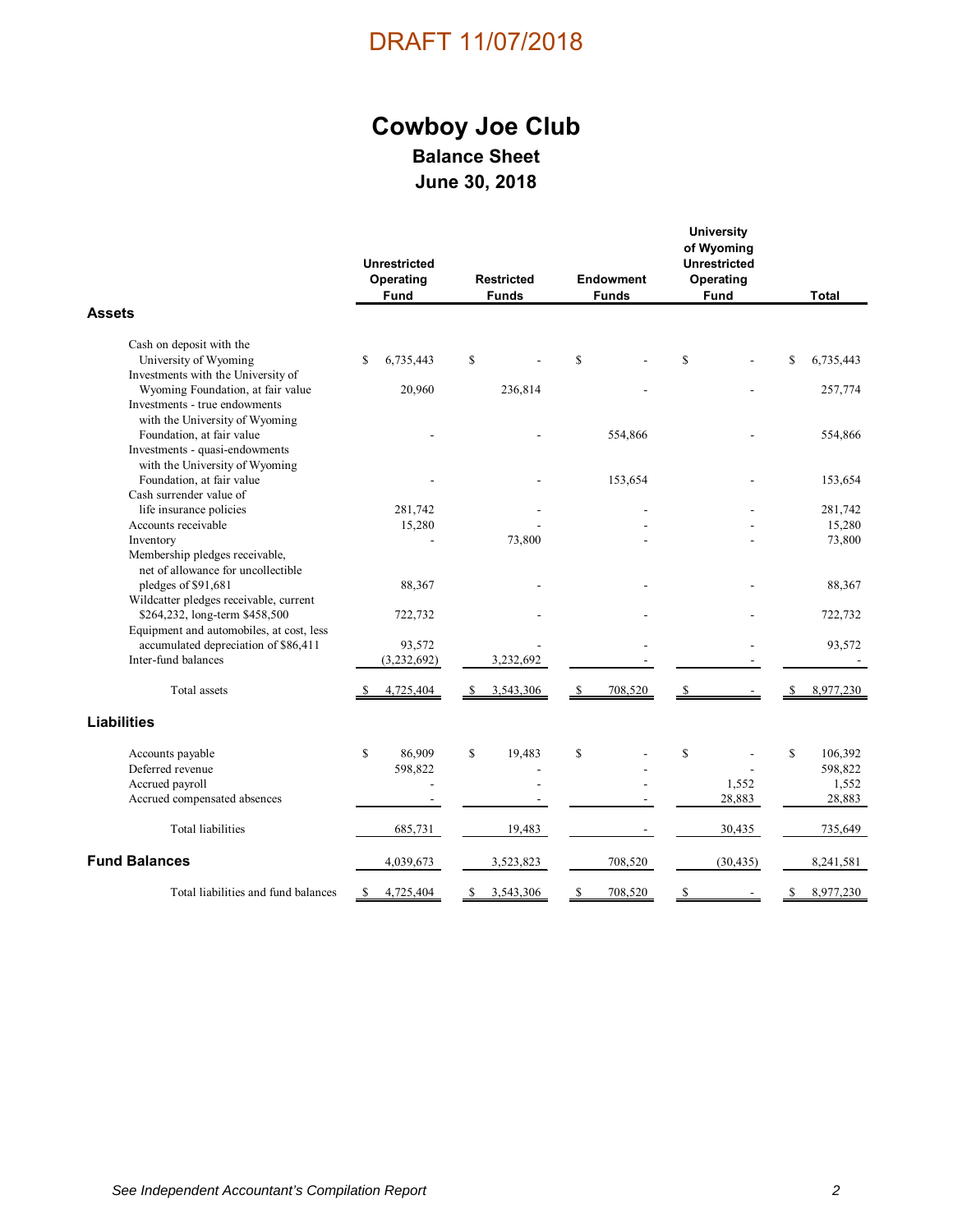DRAFT 11/07/2018

# Cowboy Joe Club

## Balance Sheet

## June 30, 2018

| | Unrestricted Operating Fund | Restricted Funds | Endowment Funds | University of Wyoming Unrestricted Operating Fund | Total |
|---|---|---|---|---|---|
| **Assets** | | | | | |
| Cash on deposit with the University of Wyoming | $ 6,735,443 | $ - | $ - | $ - | $ 6,735,443 |
| Investments with the University of Wyoming Foundation, at fair value | 20,960 | 236,814 | - | - | 257,774 |
| Investments - true endowments with the University of Wyoming Foundation, at fair value | - | - | 554,866 | - | 554,866 |
| Investments - quasi-endowments with the University of Wyoming Foundation, at fair value | - | - | 153,654 | - | 153,654 |
| Cash surrender value of life insurance policies | 281,742 | - | - | - | 281,742 |
| Accounts receivable | 15,280 | - | - | - | 15,280 |
| Inventory | - | 73,800 | - | - | 73,800 |
| Membership pledges receivable, net of allowance for uncollectible pledges of $91,681 | 88,367 | - | - | - | 88,367 |
| Wildcatter pledges receivable, current $264,232, long-term $458,500 | 722,732 | - | - | - | 722,732 |
| Equipment and automobiles, at cost, less accumulated depreciation of $86,411 | 93,572 | - | - | - | 93,572 |
| Inter-fund balances | (3,232,692) | 3,232,692 | - | - | - |
| Total assets | $ 4,725,404 | $ 3,543,306 | $ 708,520 | $ - | $ 8,977,230 |
| **Liabilities** | | | | | |
| Accounts payable | $ 86,909 | $ 19,483 | $ - | $ - | $ 106,392 |
| Deferred revenue | 598,822 | - | - | - | 598,822 |
| Accrued payroll | - | - | - | 1,552 | 1,552 |
| Accrued compensated absences | - | - | - | 28,883 | 28,883 |
| Total liabilities | 685,731 | 19,483 | - | 30,435 | 735,649 |
| **Fund Balances** | 4,039,673 | 3,523,823 | 708,520 | (30,435) | 8,241,581 |
| Total liabilities and fund balances | $ 4,725,404 | $ 3,543,306 | $ 708,520 | $ - | $ 8,977,230 |

*See Independent Accountant's Compilation Report*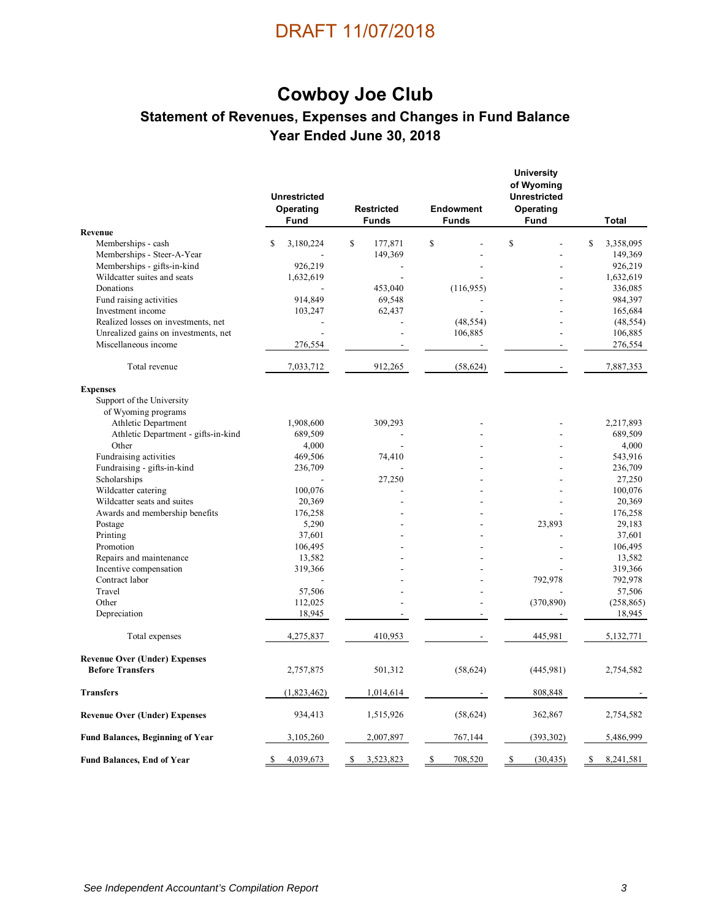DRAFT 11/07/2018

# Cowboy Joe Club

## Statement of Revenues, Expenses and Changes in Fund Balance

## Year Ended June 30, 2018

| | Unrestricted Operating Fund | Restricted Funds | Endowment Funds | University of Wyoming Unrestricted Operating Fund | Total |
|---|---|---|---|---|---|
| **Revenue** | | | | | |
| Memberships - cash | $ 3,180,224 | $ 177,871 | $ - | $ - | $ 3,358,095 |
| Memberships - Steer-A-Year | - | 149,369 | - | - | 149,369 |
| Memberships - gifts-in-kind | 926,219 | - | - | - | 926,219 |
| Wildcatter suites and seats | 1,632,619 | - | - | - | 1,632,619 |
| Donations | - | 453,040 | (116,955) | - | 336,085 |
| Fund raising activities | 914,849 | 69,548 | - | - | 984,397 |
| Investment income | 103,247 | 62,437 | - | - | 165,684 |
| Realized losses on investments, net | - | - | (48,554) | - | (48,554) |
| Unrealized gains on investments, net | - | - | 106,885 | - | 106,885 |
| Miscellaneous income | 276,554 | - | - | - | 276,554 |
| Total revenue | 7,033,712 | 912,265 | (58,624) | - | 7,887,353 |
| **Expenses** | | | | | |
| Support of the University of Wyoming programs | | | | | |
| Athletic Department | 1,908,600 | 309,293 | - | - | 2,217,893 |
| Athletic Department - gifts-in-kind | 689,509 | - | - | - | 689,509 |
| Other | 4,000 | - | - | - | 4,000 |
| Fundraising activities | 469,506 | 74,410 | - | - | 543,916 |
| Fundraising - gifts-in-kind | 236,709 | - | - | - | 236,709 |
| Scholarships | - | 27,250 | - | - | 27,250 |
| Wildcatter catering | 100,076 | - | - | - | 100,076 |
| Wildcatter seats and suites | 20,369 | - | - | - | 20,369 |
| Awards and membership benefits | 176,258 | - | - | - | 176,258 |
| Postage | 5,290 | - | - | 23,893 | 29,183 |
| Printing | 37,601 | - | - | - | 37,601 |
| Promotion | 106,495 | - | - | - | 106,495 |
| Repairs and maintenance | 13,582 | - | - | - | 13,582 |
| Incentive compensation | 319,366 | - | - | - | 319,366 |
| Contract labor | - | - | - | 792,978 | 792,978 |
| Travel | 57,506 | - | - | - | 57,506 |
| Other | 112,025 | - | - | (370,890) | (258,865) |
| Depreciation | 18,945 | - | - | - | 18,945 |
| Total expenses | 4,275,837 | 410,953 | - | 445,981 | 5,132,771 |
| **Revenue Over (Under) Expenses Before Transfers** | 2,757,875 | 501,312 | (58,624) | (445,981) | 2,754,582 |
| **Transfers** | (1,823,462) | 1,014,614 | - | 808,848 | - |
| **Revenue Over (Under) Expenses** | 934,413 | 1,515,926 | (58,624) | 362,867 | 2,754,582 |
| **Fund Balances, Beginning of Year** | 3,105,260 | 2,007,897 | 767,144 | (393,302) | 5,486,999 |
| **Fund Balances, End of Year** | $ 4,039,673 | $ 3,523,823 | $ 708,520 | $ (30,435) | $ 8,241,581 |

*See Independent Accountant's Compilation Report*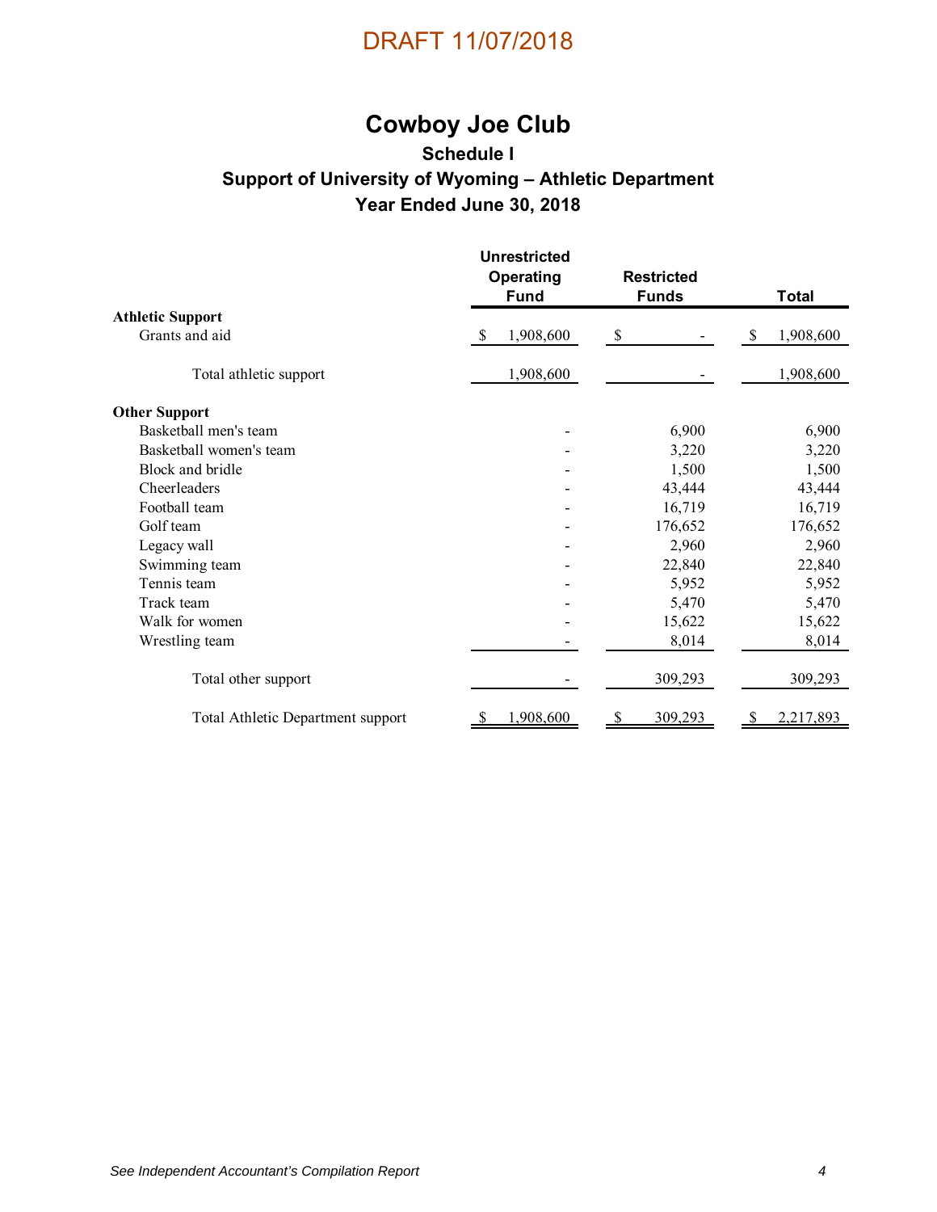DRAFT 11/07/2018

# Cowboy Joe Club

## Schedule I

## Support of University of Wyoming – Athletic Department

## Year Ended June 30, 2018

| | Unrestricted Operating Fund | Restricted Funds | Total |
|---|---|---|---|
| **Athletic Support** | | | |
| Grants and aid | $ 1,908,600 | $ - | $ 1,908,600 |
| Total athletic support | 1,908,600 | - | 1,908,600 |
| **Other Support** | | | |
| Basketball men's team | - | 6,900 | 6,900 |
| Basketball women's team | - | 3,220 | 3,220 |
| Block and bridle | - | 1,500 | 1,500 |
| Cheerleaders | - | 43,444 | 43,444 |
| Football team | - | 16,719 | 16,719 |
| Golf team | - | 176,652 | 176,652 |
| Legacy wall | - | 2,960 | 2,960 |
| Swimming team | - | 22,840 | 22,840 |
| Tennis team | - | 5,952 | 5,952 |
| Track team | - | 5,470 | 5,470 |
| Walk for women | - | 15,622 | 15,622 |
| Wrestling team | - | 8,014 | 8,014 |
| Total other support | - | 309,293 | 309,293 |
| Total Athletic Department support | $ 1,908,600 | $ 309,293 | $ 2,217,893 |

*See Independent Accountant's Compilation Report*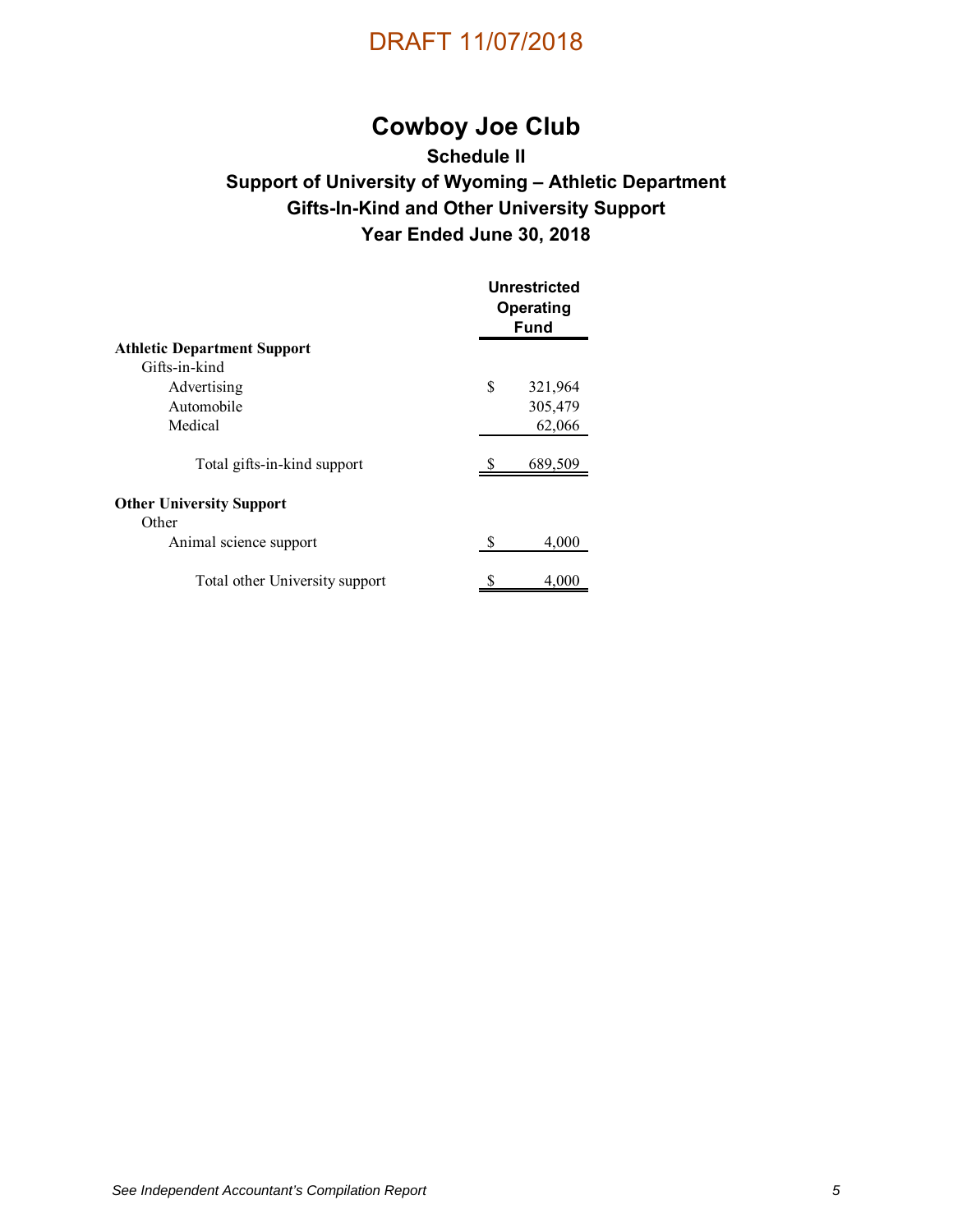DRAFT 11/07/2018

# Cowboy Joe Club

## Schedule II

## Support of University of Wyoming – Athletic Department

## Gifts-In-Kind and Other University Support

## Year Ended June 30, 2018

| | Unrestricted Operating Fund |
|---|---|
| **Athletic Department Support** | |
| Gifts-in-kind | |
| Advertising | $ 321,964 |
| Automobile | 305,479 |
| Medical | 62,066 |
| Total gifts-in-kind support | $ 689,509 |
| **Other University Support** | |
| Other | |
| Animal science support | $ 4,000 |
| Total other University support | $ 4,000 |

*See Independent Accountant's Compilation Report*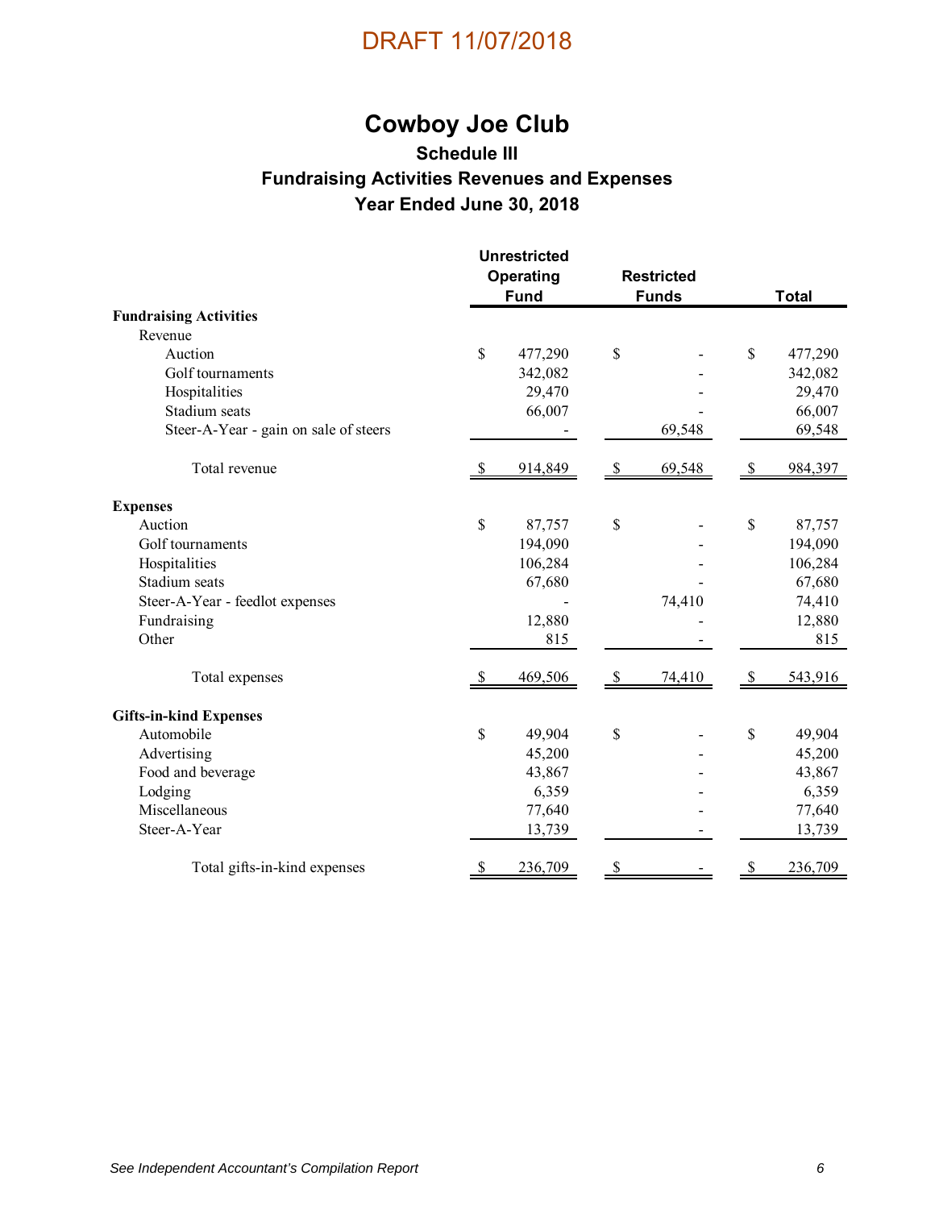DRAFT 11/07/2018

# Cowboy Joe Club

## Schedule III

## Fundraising Activities Revenues and Expenses

## Year Ended June 30, 2018

| | Unrestricted Operating Fund | Restricted Funds | Total |
|---|---|---|---|
| **Fundraising Activities** | | | |
| Revenue | | | |
| Auction | $ 477,290 | $ - | $ 477,290 |
| Golf tournaments | 342,082 | - | 342,082 |
| Hospitalities | 29,470 | - | 29,470 |
| Stadium seats | 66,007 | - | 66,007 |
| Steer-A-Year - gain on sale of steers | - | 69,548 | 69,548 |
| Total revenue | $ 914,849 | $ 69,548 | $ 984,397 |
| **Expenses** | | | |
| Auction | $ 87,757 | $ - | $ 87,757 |
| Golf tournaments | 194,090 | - | 194,090 |
| Hospitalities | 106,284 | - | 106,284 |
| Stadium seats | 67,680 | - | 67,680 |
| Steer-A-Year - feedlot expenses | - | 74,410 | 74,410 |
| Fundraising | 12,880 | - | 12,880 |
| Other | 815 | - | 815 |
| Total expenses | $ 469,506 | $ 74,410 | $ 543,916 |
| **Gifts-in-kind Expenses** | | | |
| Automobile | $ 49,904 | $ - | $ 49,904 |
| Advertising | 45,200 | - | 45,200 |
| Food and beverage | 43,867 | - | 43,867 |
| Lodging | 6,359 | - | 6,359 |
| Miscellaneous | 77,640 | - | 77,640 |
| Steer-A-Year | 13,739 | - | 13,739 |
| Total gifts-in-kind expenses | $ 236,709 | $ - | $ 236,709 |

*See Independent Accountant's Compilation Report*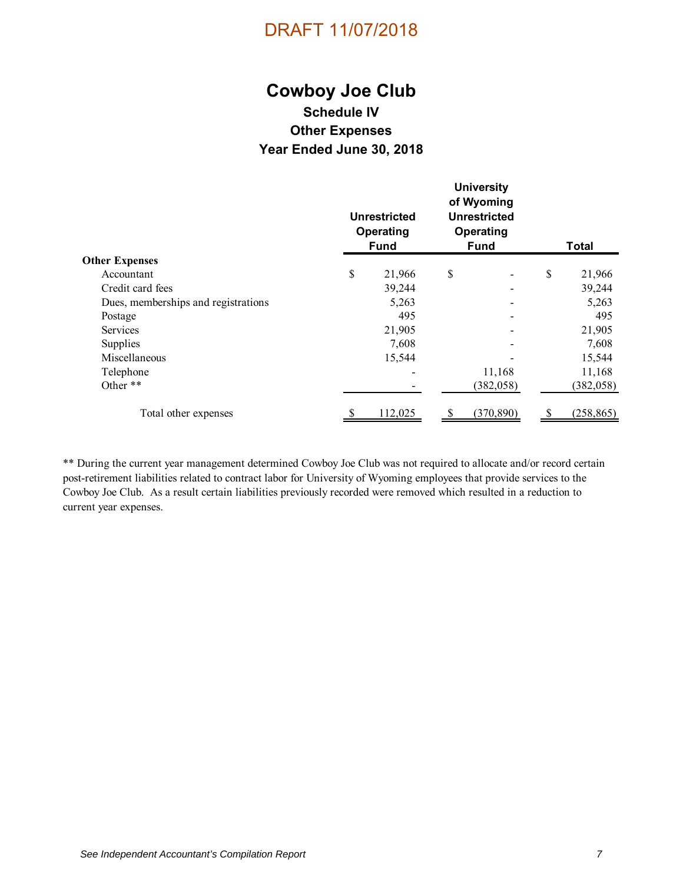DRAFT 11/07/2018

# Cowboy Joe Club

## Schedule IV

## Other Expenses

## Year Ended June 30, 2018

| | Unrestricted Operating Fund | University of Wyoming Unrestricted Operating Fund | Total |
|---|---|---|---|
| **Other Expenses** | | | |
| Accountant | $ 21,966 | $ - | $ 21,966 |
| Credit card fees | 39,244 | - | 39,244 |
| Dues, memberships and registrations | 5,263 | - | 5,263 |
| Postage | 495 | - | 495 |
| Services | 21,905 | - | 21,905 |
| Supplies | 7,608 | - | 7,608 |
| Miscellaneous | 15,544 | - | 15,544 |
| Telephone | - | 11,168 | 11,168 |
| Other ** | - | (382,058) | (382,058) |
| Total other expenses | $ 112,025 | $ (370,890) | $ (258,865) |

** During the current year management determined Cowboy Joe Club was not required to allocate and/or record certain post-retirement liabilities related to contract labor for University of Wyoming employees that provide services to the Cowboy Joe Club. As a result certain liabilities previously recorded were removed which resulted in a reduction to current year expenses.

*See Independent Accountant's Compilation Report*